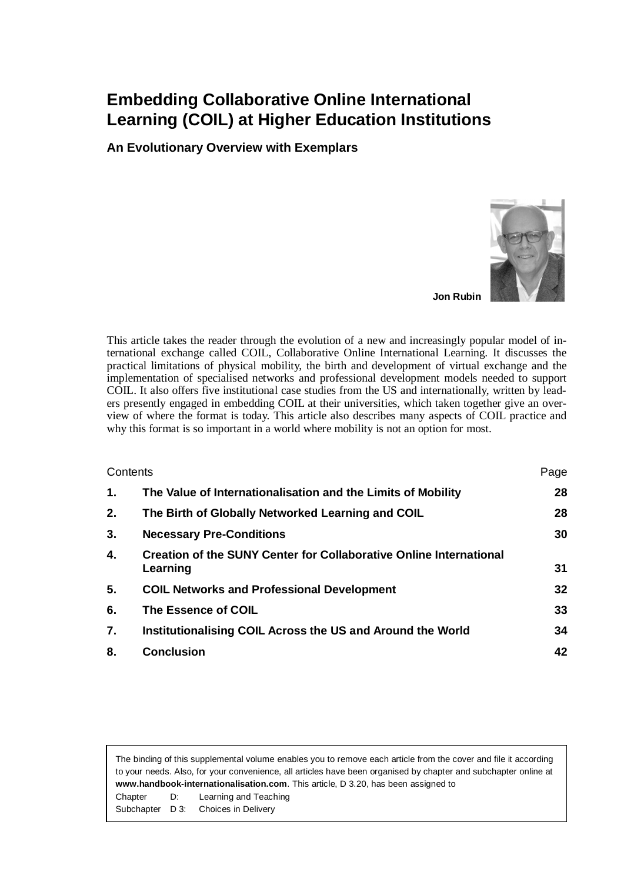# Embedding Collaborative Online International Learning (COIL) at Higher Education Institutions

## An Evolutionary Overview with Exemplars

**Jon Rubin**

This article takes the reader through the evolution of a new and increasingly popular model of international exchange called COIL, Collaborative Online International Learning. It discusses the practical limitations of physical mobility, the birth and development of virtual exchange and the implementation of specialised networks and professional development models needed to support COIL. It also offers five institutional case studies from the US and internationally, written by leaders presently engaged in embedding COIL at their universities, which taken together give an overview of where the format is today. This article also describes many aspects of COIL practice and why this format is so important in a world where mobility is not an option for most.

| Contents | | Page |
|---|---|---|
| **1.** | **The Value of Internationalisation and the Limits of Mobility** | **28** |
| **2.** | **The Birth of Globally Networked Learning and COIL** | **28** |
| **3.** | **Necessary Pre-Conditions** | **30** |
| **4.** | **Creation of the SUNY Center for Collaborative Online International Learning** | **31** |
| **5.** | **COIL Networks and Professional Development** | **32** |
| **6.** | **The Essence of COIL** | **33** |
| **7.** | **Institutionalising COIL Across the US and Around the World** | **34** |
| **8.** | **Conclusion** | **42** |

The binding of this supplemental volume enables you to remove each article from the cover and file it according to your needs. Also, for your convenience, all articles have been organised by chapter and subchapter online at **www.handbook-internationalisation.com**. This article, D 3.20, has been assigned to

Chapter D: Learning and Teaching
Subchapter D 3: Choices in Delivery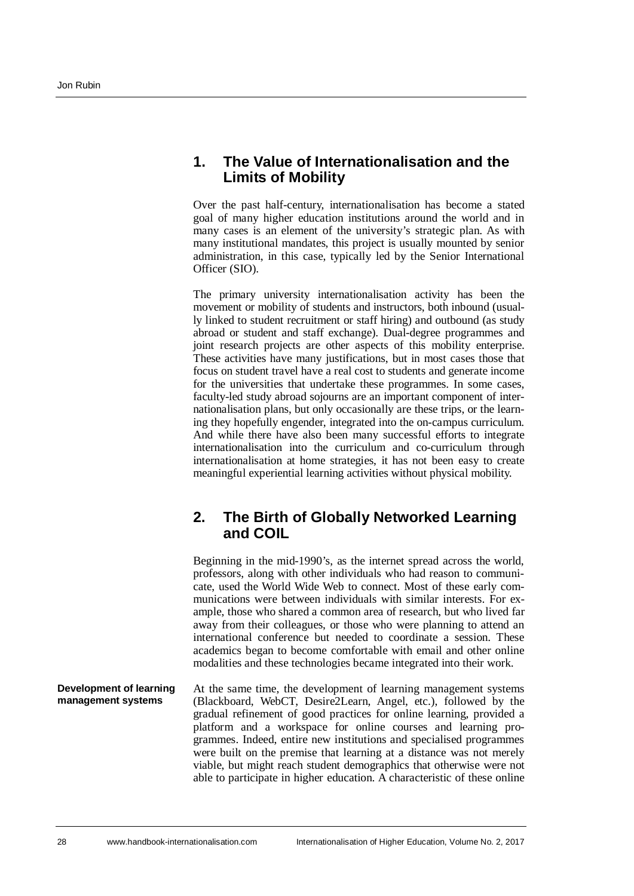## 1. The Value of Internationalisation and the Limits of Mobility

Over the past half-century, internationalisation has become a stated goal of many higher education institutions around the world and in many cases is an element of the university's strategic plan. As with many institutional mandates, this project is usually mounted by senior administration, in this case, typically led by the Senior International Officer (SIO).

The primary university internationalisation activity has been the movement or mobility of students and instructors, both inbound (usually linked to student recruitment or staff hiring) and outbound (as study abroad or student and staff exchange). Dual-degree programmes and joint research projects are other aspects of this mobility enterprise. These activities have many justifications, but in most cases those that focus on student travel have a real cost to students and generate income for the universities that undertake these programmes. In some cases, faculty-led study abroad sojourns are an important component of internationalisation plans, but only occasionally are these trips, or the learning they hopefully engender, integrated into the on-campus curriculum. And while there have also been many successful efforts to integrate internationalisation into the curriculum and co-curriculum through internationalisation at home strategies, it has not been easy to create meaningful experiential learning activities without physical mobility.

## 2. The Birth of Globally Networked Learning and COIL

Beginning in the mid-1990's, as the internet spread across the world, professors, along with other individuals who had reason to communicate, used the World Wide Web to connect. Most of these early communications were between individuals with similar interests. For example, those who shared a common area of research, but who lived far away from their colleagues, or those who were planning to attend an international conference but needed to coordinate a session. These academics began to become comfortable with email and other online modalities and these technologies became integrated into their work.

**Development of learning management systems**

At the same time, the development of learning management systems (Blackboard, WebCT, Desire2Learn, Angel, etc.), followed by the gradual refinement of good practices for online learning, provided a platform and a workspace for online courses and learning programmes. Indeed, entire new institutions and specialised programmes were built on the premise that learning at a distance was not merely viable, but might reach student demographics that otherwise were not able to participate in higher education. A characteristic of these online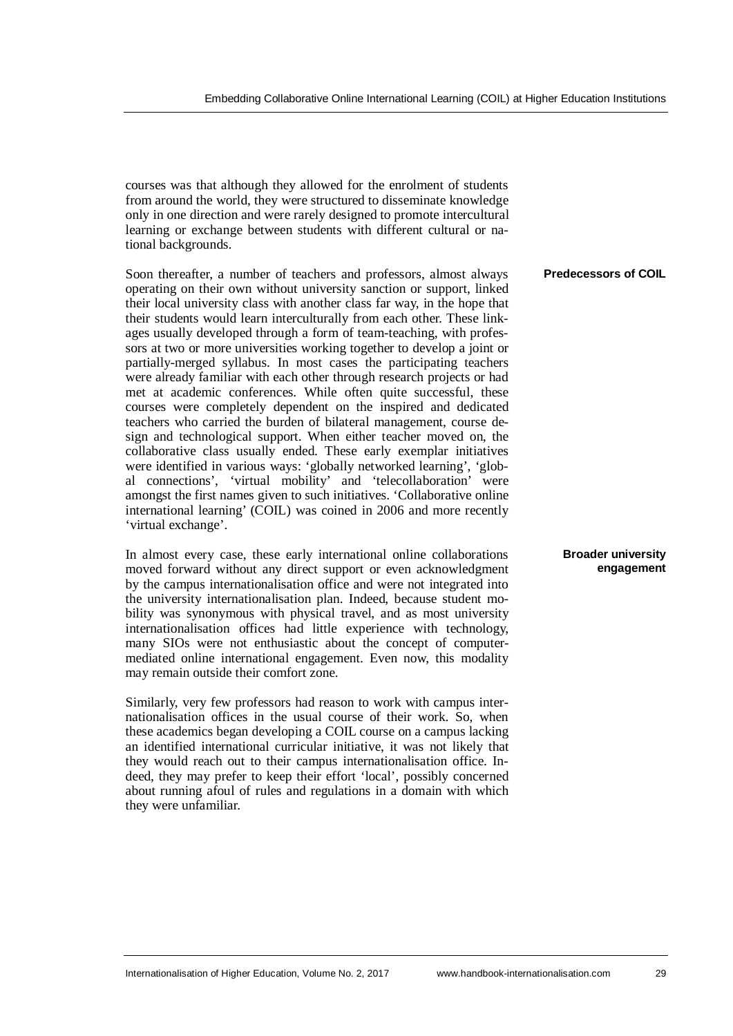courses was that although they allowed for the enrolment of students from around the world, they were structured to disseminate knowledge only in one direction and were rarely designed to promote intercultural learning or exchange between students with different cultural or national backgrounds.

**Predecessors of COIL**

Soon thereafter, a number of teachers and professors, almost always operating on their own without university sanction or support, linked their local university class with another class far way, in the hope that their students would learn interculturally from each other. These linkages usually developed through a form of team-teaching, with professors at two or more universities working together to develop a joint or partially-merged syllabus. In most cases the participating teachers were already familiar with each other through research projects or had met at academic conferences. While often quite successful, these courses were completely dependent on the inspired and dedicated teachers who carried the burden of bilateral management, course design and technological support. When either teacher moved on, the collaborative class usually ended. These early exemplar initiatives were identified in various ways: 'globally networked learning', 'global connections', 'virtual mobility' and 'telecollaboration' were amongst the first names given to such initiatives. 'Collaborative online international learning' (COIL) was coined in 2006 and more recently 'virtual exchange'.

**Broader university engagement**

In almost every case, these early international online collaborations moved forward without any direct support or even acknowledgment by the campus internationalisation office and were not integrated into the university internationalisation plan. Indeed, because student mobility was synonymous with physical travel, and as most university internationalisation offices had little experience with technology, many SIOs were not enthusiastic about the concept of computer-mediated online international engagement. Even now, this modality may remain outside their comfort zone.

Similarly, very few professors had reason to work with campus internationalisation offices in the usual course of their work. So, when these academics began developing a COIL course on a campus lacking an identified international curricular initiative, it was not likely that they would reach out to their campus internationalisation office. Indeed, they may prefer to keep their effort 'local', possibly concerned about running afoul of rules and regulations in a domain with which they were unfamiliar.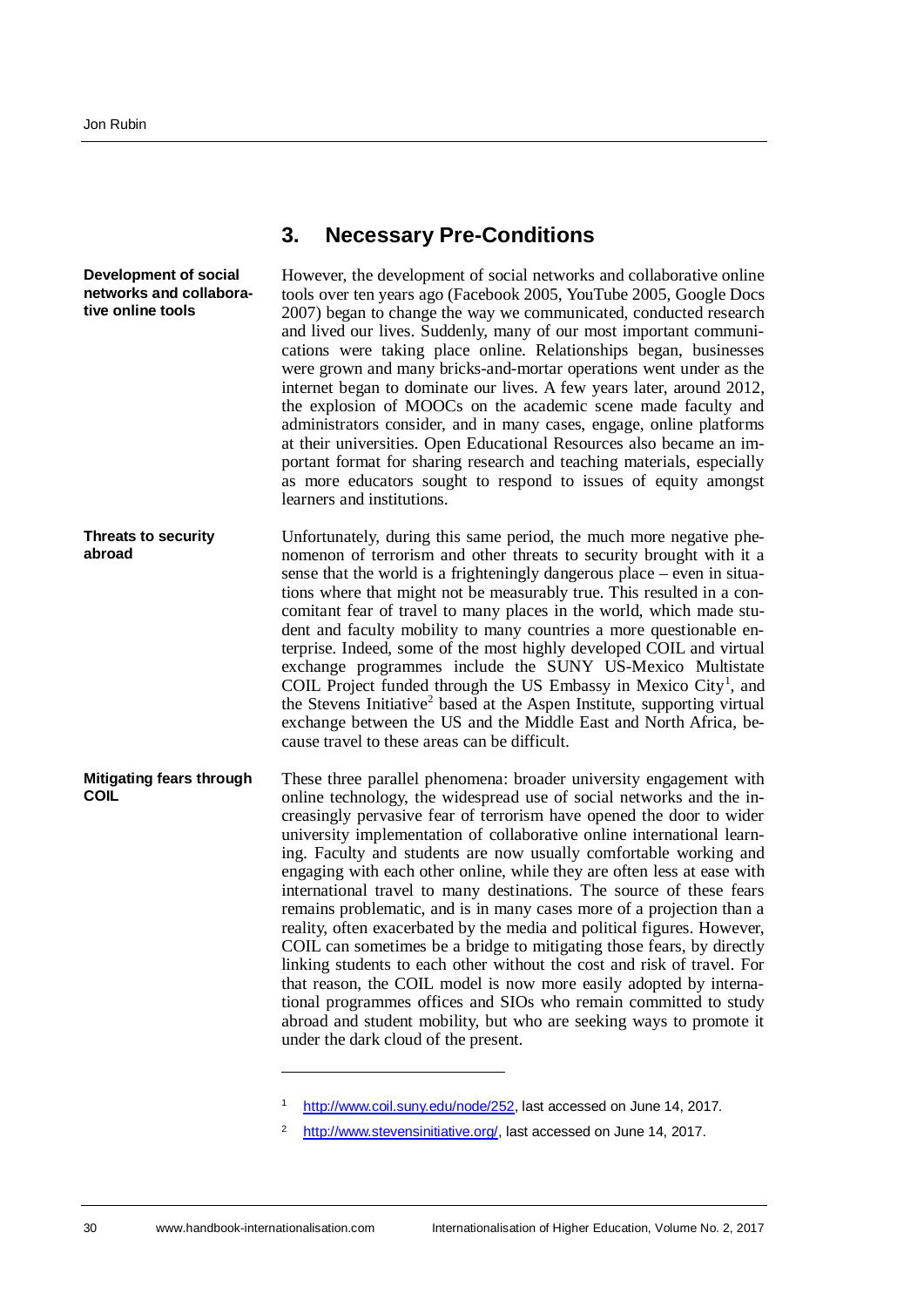## 3. Necessary Pre-Conditions

**Development of social networks and collaborative online tools**

However, the development of social networks and collaborative online tools over ten years ago (Facebook 2005, YouTube 2005, Google Docs 2007) began to change the way we communicated, conducted research and lived our lives. Suddenly, many of our most important communications were taking place online. Relationships began, businesses were grown and many bricks-and-mortar operations went under as the internet began to dominate our lives. A few years later, around 2012, the explosion of MOOCs on the academic scene made faculty and administrators consider, and in many cases, engage, online platforms at their universities. Open Educational Resources also became an important format for sharing research and teaching materials, especially as more educators sought to respond to issues of equity amongst learners and institutions.

**Threats to security abroad**

Unfortunately, during this same period, the much more negative phenomenon of terrorism and other threats to security brought with it a sense that the world is a frighteningly dangerous place – even in situations where that might not be measurably true. This resulted in a concomitant fear of travel to many places in the world, which made student and faculty mobility to many countries a more questionable enterprise. Indeed, some of the most highly developed COIL and virtual exchange programmes include the SUNY US-Mexico Multistate COIL Project funded through the US Embassy in Mexico City[1], and the Stevens Initiative[2] based at the Aspen Institute, supporting virtual exchange between the US and the Middle East and North Africa, because travel to these areas can be difficult.

**Mitigating fears through COIL**

These three parallel phenomena: broader university engagement with online technology, the widespread use of social networks and the increasingly pervasive fear of terrorism have opened the door to wider university implementation of collaborative online international learning. Faculty and students are now usually comfortable working and engaging with each other online, while they are often less at ease with international travel to many destinations. The source of these fears remains problematic, and is in many cases more of a projection than a reality, often exacerbated by the media and political figures. However, COIL can sometimes be a bridge to mitigating those fears, by directly linking students to each other without the cost and risk of travel. For that reason, the COIL model is now more easily adopted by international programmes offices and SIOs who remain committed to study abroad and student mobility, but who are seeking ways to promote it under the dark cloud of the present.

---

[1] http://www.coil.suny.edu/node/252, last accessed on June 14, 2017.

[2] http://www.stevensinitiative.org/, last accessed on June 14, 2017.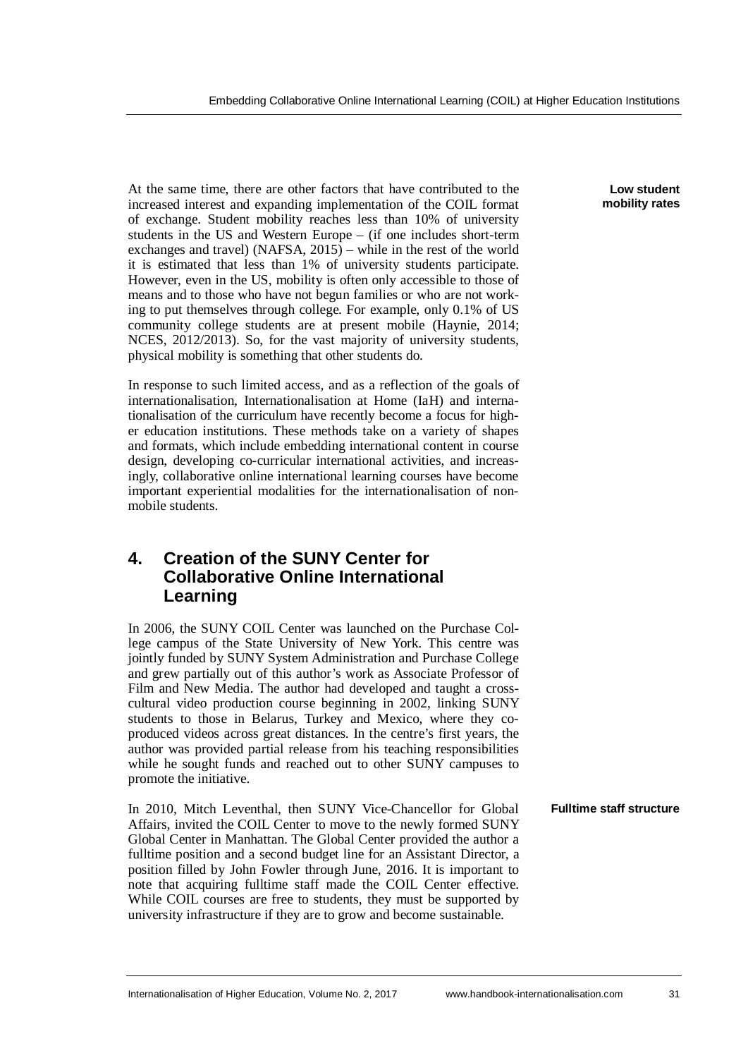**Low student mobility rates**

At the same time, there are other factors that have contributed to the increased interest and expanding implementation of the COIL format of exchange. Student mobility reaches less than 10% of university students in the US and Western Europe – (if one includes short-term exchanges and travel) (NAFSA, 2015) – while in the rest of the world it is estimated that less than 1% of university students participate. However, even in the US, mobility is often only accessible to those of means and to those who have not begun families or who are not working to put themselves through college. For example, only 0.1% of US community college students are at present mobile (Haynie, 2014; NCES, 2012/2013). So, for the vast majority of university students, physical mobility is something that other students do.

In response to such limited access, and as a reflection of the goals of internationalisation, Internationalisation at Home (IaH) and internationalisation of the curriculum have recently become a focus for higher education institutions. These methods take on a variety of shapes and formats, which include embedding international content in course design, developing co-curricular international activities, and increasingly, collaborative online international learning courses have become important experiential modalities for the internationalisation of non-mobile students.

## 4. Creation of the SUNY Center for Collaborative Online International Learning

In 2006, the SUNY COIL Center was launched on the Purchase College campus of the State University of New York. This centre was jointly funded by SUNY System Administration and Purchase College and grew partially out of this author's work as Associate Professor of Film and New Media. The author had developed and taught a cross-cultural video production course beginning in 2002, linking SUNY students to those in Belarus, Turkey and Mexico, where they co-produced videos across great distances. In the centre's first years, the author was provided partial release from his teaching responsibilities while he sought funds and reached out to other SUNY campuses to promote the initiative.

**Fulltime staff structure**

In 2010, Mitch Leventhal, then SUNY Vice-Chancellor for Global Affairs, invited the COIL Center to move to the newly formed SUNY Global Center in Manhattan. The Global Center provided the author a fulltime position and a second budget line for an Assistant Director, a position filled by John Fowler through June, 2016. It is important to note that acquiring fulltime staff made the COIL Center effective. While COIL courses are free to students, they must be supported by university infrastructure if they are to grow and become sustainable.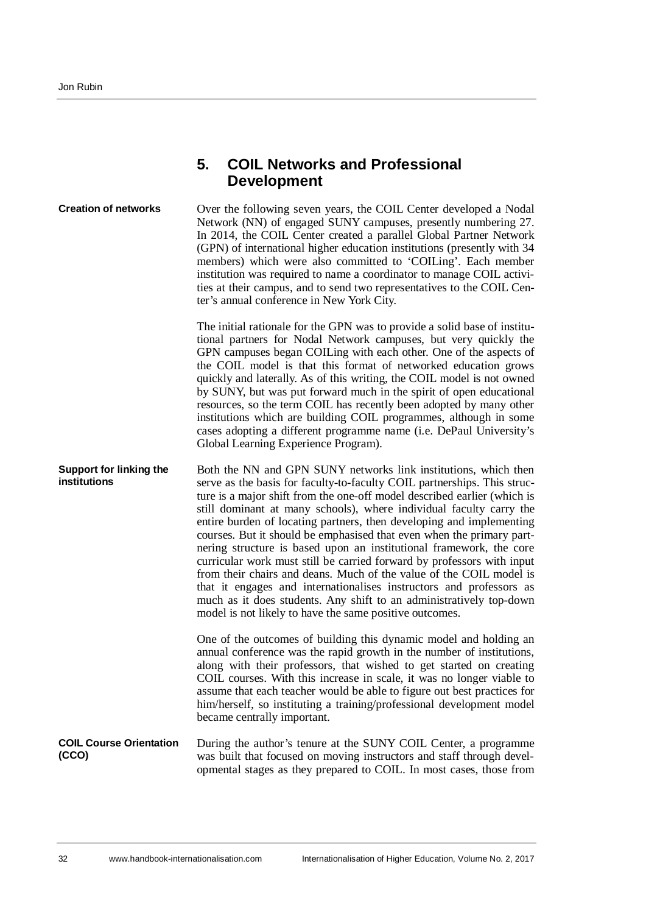## 5. COIL Networks and Professional Development

**Creation of networks**

Over the following seven years, the COIL Center developed a Nodal Network (NN) of engaged SUNY campuses, presently numbering 27. In 2014, the COIL Center created a parallel Global Partner Network (GPN) of international higher education institutions (presently with 34 members) which were also committed to 'COILing'. Each member institution was required to name a coordinator to manage COIL activities at their campus, and to send two representatives to the COIL Center's annual conference in New York City.

The initial rationale for the GPN was to provide a solid base of institutional partners for Nodal Network campuses, but very quickly the GPN campuses began COILing with each other. One of the aspects of the COIL model is that this format of networked education grows quickly and laterally. As of this writing, the COIL model is not owned by SUNY, but was put forward much in the spirit of open educational resources, so the term COIL has recently been adopted by many other institutions which are building COIL programmes, although in some cases adopting a different programme name (i.e. DePaul University's Global Learning Experience Program).

**Support for linking the institutions**

Both the NN and GPN SUNY networks link institutions, which then serve as the basis for faculty-to-faculty COIL partnerships. This structure is a major shift from the one-off model described earlier (which is still dominant at many schools), where individual faculty carry the entire burden of locating partners, then developing and implementing courses. But it should be emphasised that even when the primary partnering structure is based upon an institutional framework, the core curricular work must still be carried forward by professors with input from their chairs and deans. Much of the value of the COIL model is that it engages and internationalises instructors and professors as much as it does students. Any shift to an administratively top-down model is not likely to have the same positive outcomes.

One of the outcomes of building this dynamic model and holding an annual conference was the rapid growth in the number of institutions, along with their professors, that wished to get started on creating COIL courses. With this increase in scale, it was no longer viable to assume that each teacher would be able to figure out best practices for him/herself, so instituting a training/professional development model became centrally important.

**COIL Course Orientation (CCO)**

During the author's tenure at the SUNY COIL Center, a programme was built that focused on moving instructors and staff through developmental stages as they prepared to COIL. In most cases, those from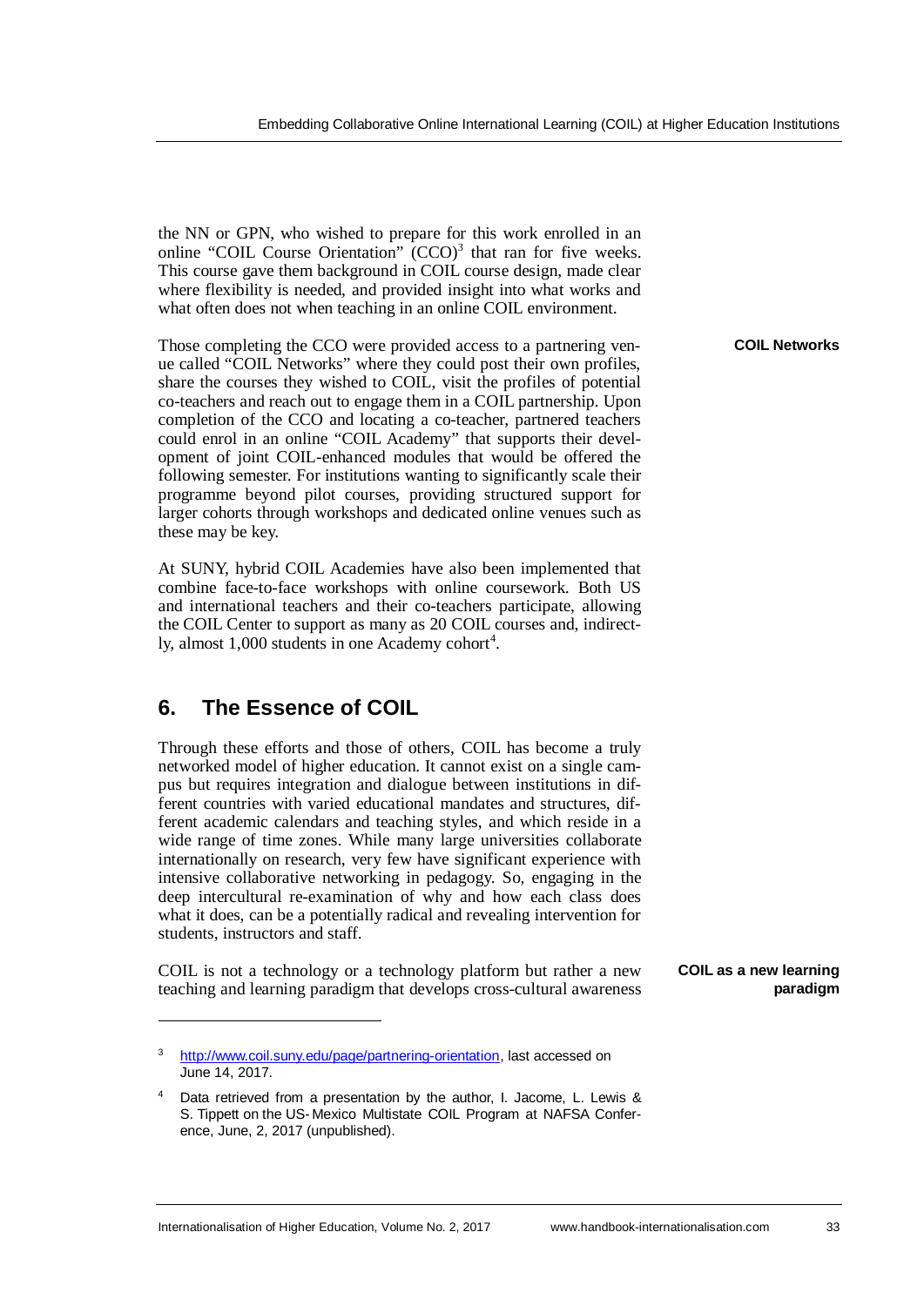the NN or GPN, who wished to prepare for this work enrolled in an online "COIL Course Orientation" (CCO)[3] that ran for five weeks. This course gave them background in COIL course design, made clear where flexibility is needed, and provided insight into what works and what often does not when teaching in an online COIL environment.

**COIL Networks**

Those completing the CCO were provided access to a partnering venue called "COIL Networks" where they could post their own profiles, share the courses they wished to COIL, visit the profiles of potential co-teachers and reach out to engage them in a COIL partnership. Upon completion of the CCO and locating a co-teacher, partnered teachers could enrol in an online "COIL Academy" that supports their development of joint COIL-enhanced modules that would be offered the following semester. For institutions wanting to significantly scale their programme beyond pilot courses, providing structured support for larger cohorts through workshops and dedicated online venues such as these may be key.

At SUNY, hybrid COIL Academies have also been implemented that combine face-to-face workshops with online coursework. Both US and international teachers and their co-teachers participate, allowing the COIL Center to support as many as 20 COIL courses and, indirectly, almost 1,000 students in one Academy cohort[4].

## 6. The Essence of COIL

Through these efforts and those of others, COIL has become a truly networked model of higher education. It cannot exist on a single campus but requires integration and dialogue between institutions in different countries with varied educational mandates and structures, different academic calendars and teaching styles, and which reside in a wide range of time zones. While many large universities collaborate internationally on research, very few have significant experience with intensive collaborative networking in pedagogy. So, engaging in the deep intercultural re-examination of why and how each class does what it does, can be a potentially radical and revealing intervention for students, instructors and staff.

**COIL as a new learning paradigm**

COIL is not a technology or a technology platform but rather a new teaching and learning paradigm that develops cross-cultural awareness

---

[3] http://www.coil.suny.edu/page/partnering-orientation, last accessed on June 14, 2017.

[4] Data retrieved from a presentation by the author, I. Jacome, L. Lewis & S. Tippett on the US- Mexico Multistate COIL Program at NAFSA Conference, June, 2, 2017 (unpublished).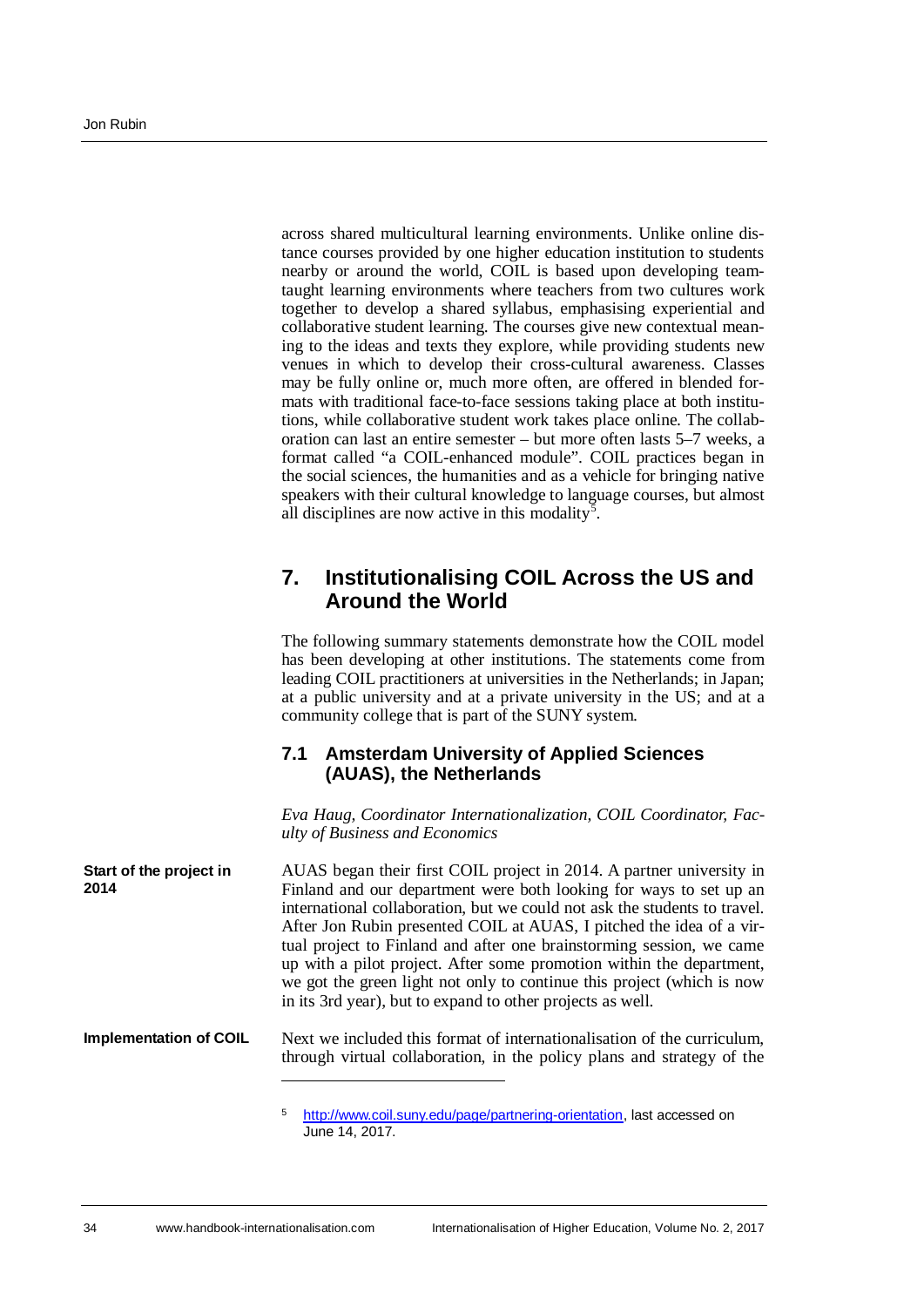across shared multicultural learning environments. Unlike online distance courses provided by one higher education institution to students nearby or around the world, COIL is based upon developing team-taught learning environments where teachers from two cultures work together to develop a shared syllabus, emphasising experiential and collaborative student learning. The courses give new contextual meaning to the ideas and texts they explore, while providing students new venues in which to develop their cross-cultural awareness. Classes may be fully online or, much more often, are offered in blended formats with traditional face-to-face sessions taking place at both institutions, while collaborative student work takes place online. The collaboration can last an entire semester – but more often lasts 5–7 weeks, a format called "a COIL-enhanced module". COIL practices began in the social sciences, the humanities and as a vehicle for bringing native speakers with their cultural knowledge to language courses, but almost all disciplines are now active in this modality[5].

## 7. Institutionalising COIL Across the US and Around the World

The following summary statements demonstrate how the COIL model has been developing at other institutions. The statements come from leading COIL practitioners at universities in the Netherlands; in Japan; at a public university and at a private university in the US; and at a community college that is part of the SUNY system.

### 7.1 Amsterdam University of Applied Sciences (AUAS), the Netherlands

*Eva Haug, Coordinator Internationalization, COIL Coordinator, Faculty of Business and Economics*

**Start of the project in 2014**

AUAS began their first COIL project in 2014. A partner university in Finland and our department were both looking for ways to set up an international collaboration, but we could not ask the students to travel. After Jon Rubin presented COIL at AUAS, I pitched the idea of a virtual project to Finland and after one brainstorming session, we came up with a pilot project. After some promotion within the department, we got the green light not only to continue this project (which is now in its 3rd year), but to expand to other projects as well.

**Implementation of COIL**

Next we included this format of internationalisation of the curriculum, through virtual collaboration, in the policy plans and strategy of the

---

[5] http://www.coil.suny.edu/page/partnering-orientation, last accessed on June 14, 2017.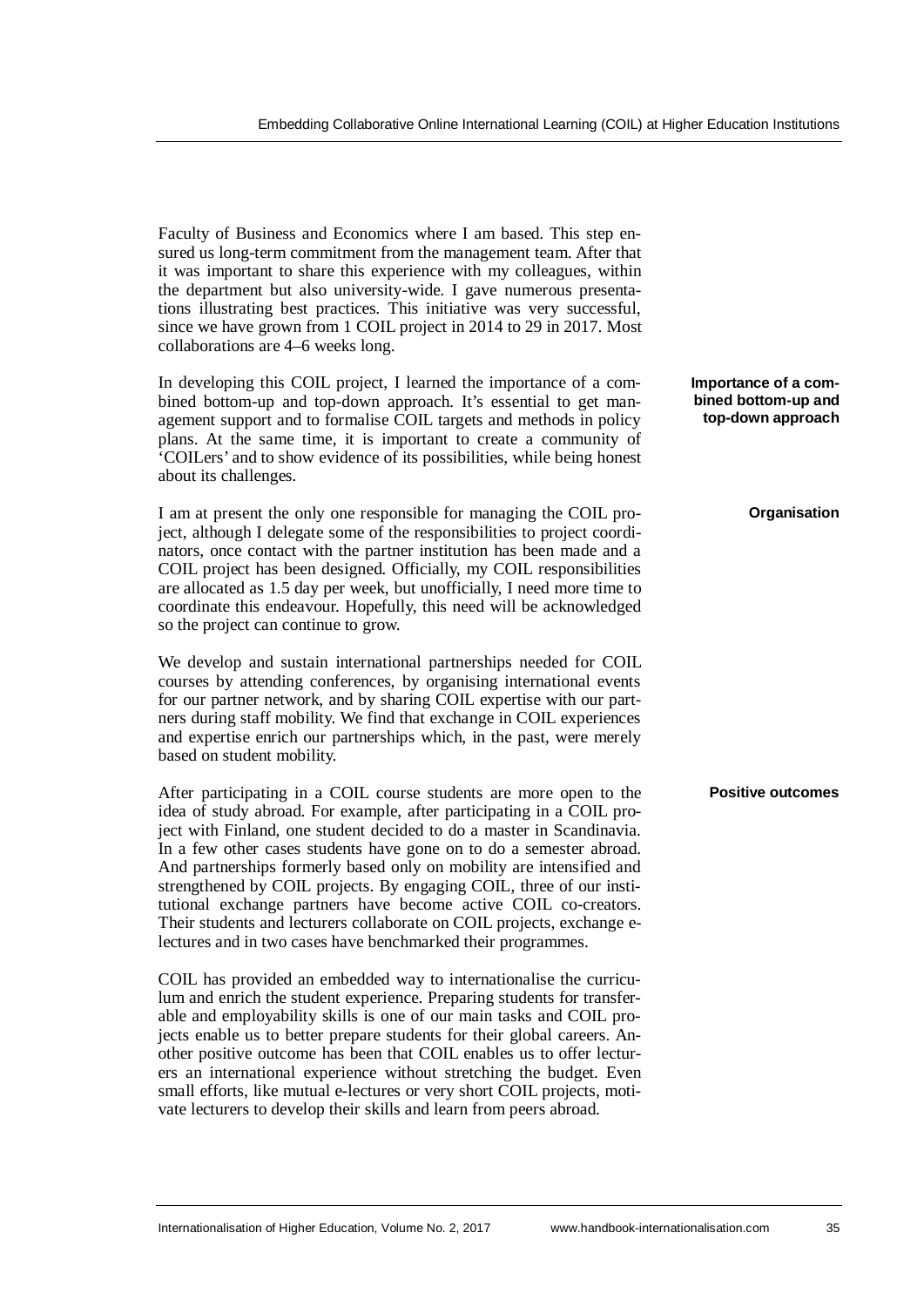Faculty of Business and Economics where I am based. This step ensured us long-term commitment from the management team. After that it was important to share this experience with my colleagues, within the department but also university-wide. I gave numerous presentations illustrating best practices. This initiative was very successful, since we have grown from 1 COIL project in 2014 to 29 in 2017. Most collaborations are 4–6 weeks long.

**Importance of a combined bottom-up and top-down approach**

In developing this COIL project, I learned the importance of a combined bottom-up and top-down approach. It's essential to get management support and to formalise COIL targets and methods in policy plans. At the same time, it is important to create a community of 'COILers' and to show evidence of its possibilities, while being honest about its challenges.

**Organisation**

I am at present the only one responsible for managing the COIL project, although I delegate some of the responsibilities to project coordinators, once contact with the partner institution has been made and a COIL project has been designed. Officially, my COIL responsibilities are allocated as 1.5 day per week, but unofficially, I need more time to coordinate this endeavour. Hopefully, this need will be acknowledged so the project can continue to grow.

We develop and sustain international partnerships needed for COIL courses by attending conferences, by organising international events for our partner network, and by sharing COIL expertise with our partners during staff mobility. We find that exchange in COIL experiences and expertise enrich our partnerships which, in the past, were merely based on student mobility.

**Positive outcomes**

After participating in a COIL course students are more open to the idea of study abroad. For example, after participating in a COIL project with Finland, one student decided to do a master in Scandinavia. In a few other cases students have gone on to do a semester abroad. And partnerships formerly based only on mobility are intensified and strengthened by COIL projects. By engaging COIL, three of our institutional exchange partners have become active COIL co-creators. Their students and lecturers collaborate on COIL projects, exchange e-lectures and in two cases have benchmarked their programmes.

COIL has provided an embedded way to internationalise the curriculum and enrich the student experience. Preparing students for transferable and employability skills is one of our main tasks and COIL projects enable us to better prepare students for their global careers. Another positive outcome has been that COIL enables us to offer lecturers an international experience without stretching the budget. Even small efforts, like mutual e-lectures or very short COIL projects, motivate lecturers to develop their skills and learn from peers abroad.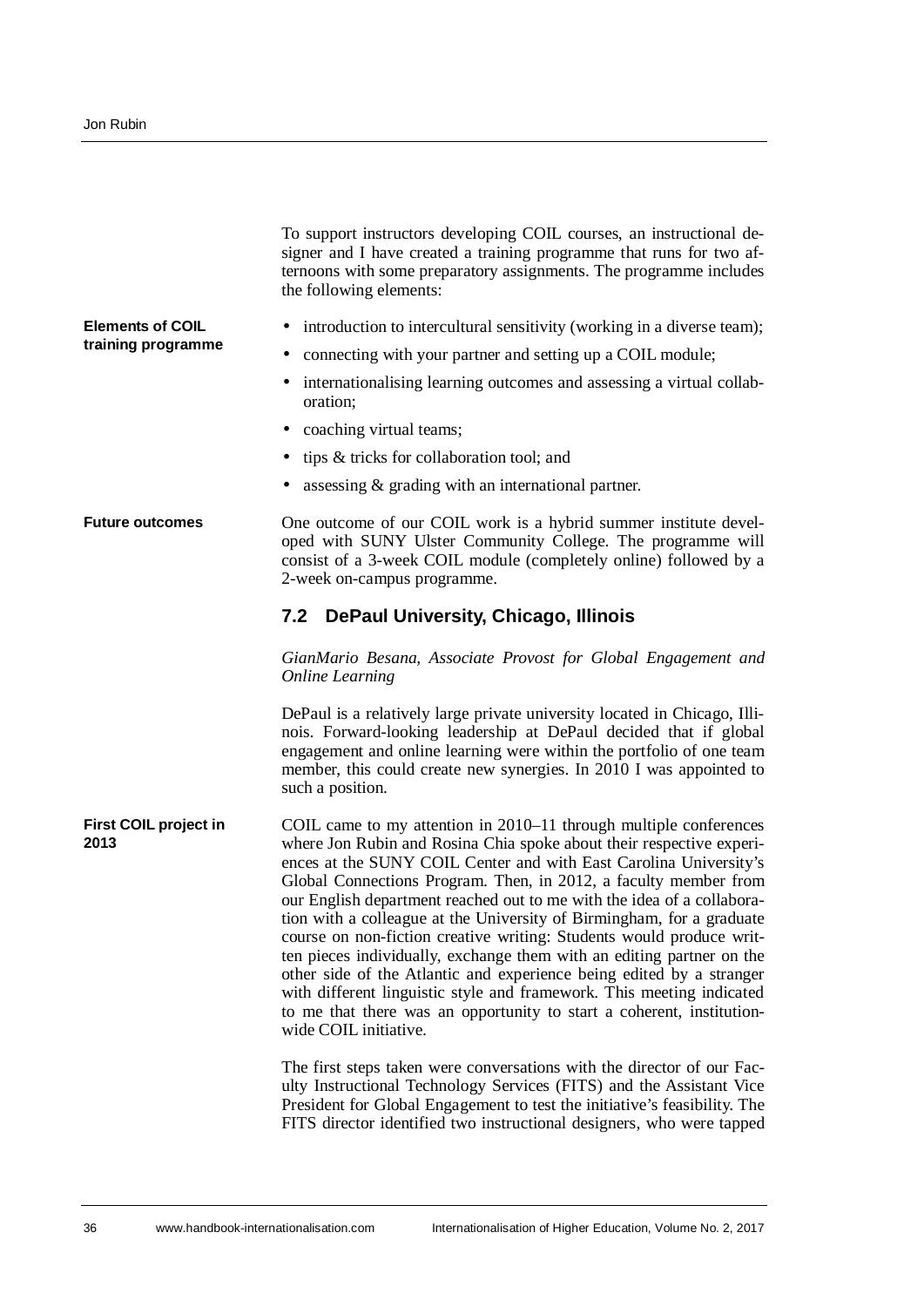To support instructors developing COIL courses, an instructional designer and I have created a training programme that runs for two afternoons with some preparatory assignments. The programme includes the following elements:

**Elements of COIL training programme**

- introduction to intercultural sensitivity (working in a diverse team);
- connecting with your partner and setting up a COIL module;
- internationalising learning outcomes and assessing a virtual collaboration;
- coaching virtual teams;
- tips & tricks for collaboration tool; and
- assessing & grading with an international partner.

**Future outcomes**

One outcome of our COIL work is a hybrid summer institute developed with SUNY Ulster Community College. The programme will consist of a 3-week COIL module (completely online) followed by a 2-week on-campus programme.

## 7.2 DePaul University, Chicago, Illinois

*GianMario Besana, Associate Provost for Global Engagement and Online Learning*

DePaul is a relatively large private university located in Chicago, Illinois. Forward-looking leadership at DePaul decided that if global engagement and online learning were within the portfolio of one team member, this could create new synergies. In 2010 I was appointed to such a position.

**First COIL project in 2013**

COIL came to my attention in 2010–11 through multiple conferences where Jon Rubin and Rosina Chia spoke about their respective experiences at the SUNY COIL Center and with East Carolina University's Global Connections Program. Then, in 2012, a faculty member from our English department reached out to me with the idea of a collaboration with a colleague at the University of Birmingham, for a graduate course on non-fiction creative writing: Students would produce written pieces individually, exchange them with an editing partner on the other side of the Atlantic and experience being edited by a stranger with different linguistic style and framework. This meeting indicated to me that there was an opportunity to start a coherent, institution-wide COIL initiative.

The first steps taken were conversations with the director of our Faculty Instructional Technology Services (FITS) and the Assistant Vice President for Global Engagement to test the initiative's feasibility. The FITS director identified two instructional designers, who were tapped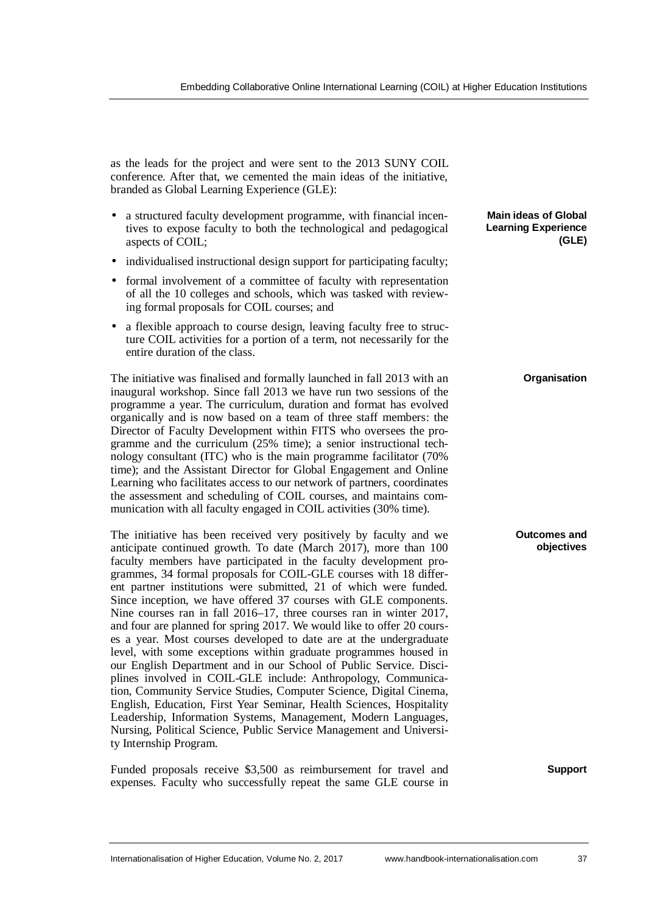as the leads for the project and were sent to the 2013 SUNY COIL conference. After that, we cemented the main ideas of the initiative, branded as Global Learning Experience (GLE):

**Main ideas of Global Learning Experience (GLE)**

- a structured faculty development programme, with financial incentives to expose faculty to both the technological and pedagogical aspects of COIL;
- individualised instructional design support for participating faculty;
- formal involvement of a committee of faculty with representation of all the 10 colleges and schools, which was tasked with reviewing formal proposals for COIL courses; and
- a flexible approach to course design, leaving faculty free to structure COIL activities for a portion of a term, not necessarily for the entire duration of the class.

**Organisation**

The initiative was finalised and formally launched in fall 2013 with an inaugural workshop. Since fall 2013 we have run two sessions of the programme a year. The curriculum, duration and format has evolved organically and is now based on a team of three staff members: the Director of Faculty Development within FITS who oversees the programme and the curriculum (25% time); a senior instructional technology consultant (ITC) who is the main programme facilitator (70% time); and the Assistant Director for Global Engagement and Online Learning who facilitates access to our network of partners, coordinates the assessment and scheduling of COIL courses, and maintains communication with all faculty engaged in COIL activities (30% time).

**Outcomes and objectives**

The initiative has been received very positively by faculty and we anticipate continued growth. To date (March 2017), more than 100 faculty members have participated in the faculty development programmes, 34 formal proposals for COIL-GLE courses with 18 different partner institutions were submitted, 21 of which were funded. Since inception, we have offered 37 courses with GLE components. Nine courses ran in fall 2016–17, three courses ran in winter 2017, and four are planned for spring 2017. We would like to offer 20 courses a year. Most courses developed to date are at the undergraduate level, with some exceptions within graduate programmes housed in our English Department and in our School of Public Service. Disciplines involved in COIL-GLE include: Anthropology, Communication, Community Service Studies, Computer Science, Digital Cinema, English, Education, First Year Seminar, Health Sciences, Hospitality Leadership, Information Systems, Management, Modern Languages, Nursing, Political Science, Public Service Management and University Internship Program.

**Support**

Funded proposals receive $3,500 as reimbursement for travel and expenses. Faculty who successfully repeat the same GLE course in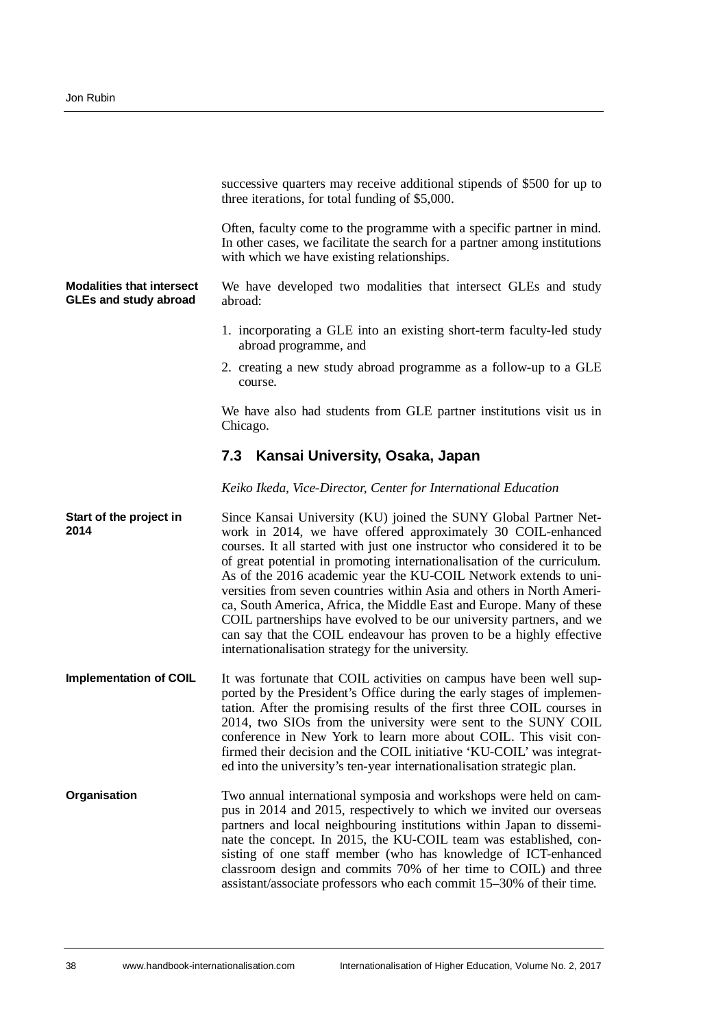successive quarters may receive additional stipends of $500 for up to three iterations, for total funding of $5,000.

Often, faculty come to the programme with a specific partner in mind. In other cases, we facilitate the search for a partner among institutions with which we have existing relationships.

**Modalities that intersect GLEs and study abroad**

We have developed two modalities that intersect GLEs and study abroad:

1. incorporating a GLE into an existing short-term faculty-led study abroad programme, and
2. creating a new study abroad programme as a follow-up to a GLE course.

We have also had students from GLE partner institutions visit us in Chicago.

## 7.3 Kansai University, Osaka, Japan

*Keiko Ikeda, Vice-Director, Center for International Education*

**Start of the project in 2014**

Since Kansai University (KU) joined the SUNY Global Partner Network in 2014, we have offered approximately 30 COIL-enhanced courses. It all started with just one instructor who considered it to be of great potential in promoting internationalisation of the curriculum. As of the 2016 academic year the KU-COIL Network extends to universities from seven countries within Asia and others in North America, South America, Africa, the Middle East and Europe. Many of these COIL partnerships have evolved to be our university partners, and we can say that the COIL endeavour has proven to be a highly effective internationalisation strategy for the university.

**Implementation of COIL**

It was fortunate that COIL activities on campus have been well supported by the President's Office during the early stages of implementation. After the promising results of the first three COIL courses in 2014, two SIOs from the university were sent to the SUNY COIL conference in New York to learn more about COIL. This visit confirmed their decision and the COIL initiative 'KU-COIL' was integrated into the university's ten-year internationalisation strategic plan.

**Organisation**

Two annual international symposia and workshops were held on campus in 2014 and 2015, respectively to which we invited our overseas partners and local neighbouring institutions within Japan to disseminate the concept. In 2015, the KU-COIL team was established, consisting of one staff member (who has knowledge of ICT-enhanced classroom design and commits 70% of her time to COIL) and three assistant/associate professors who each commit 15–30% of their time.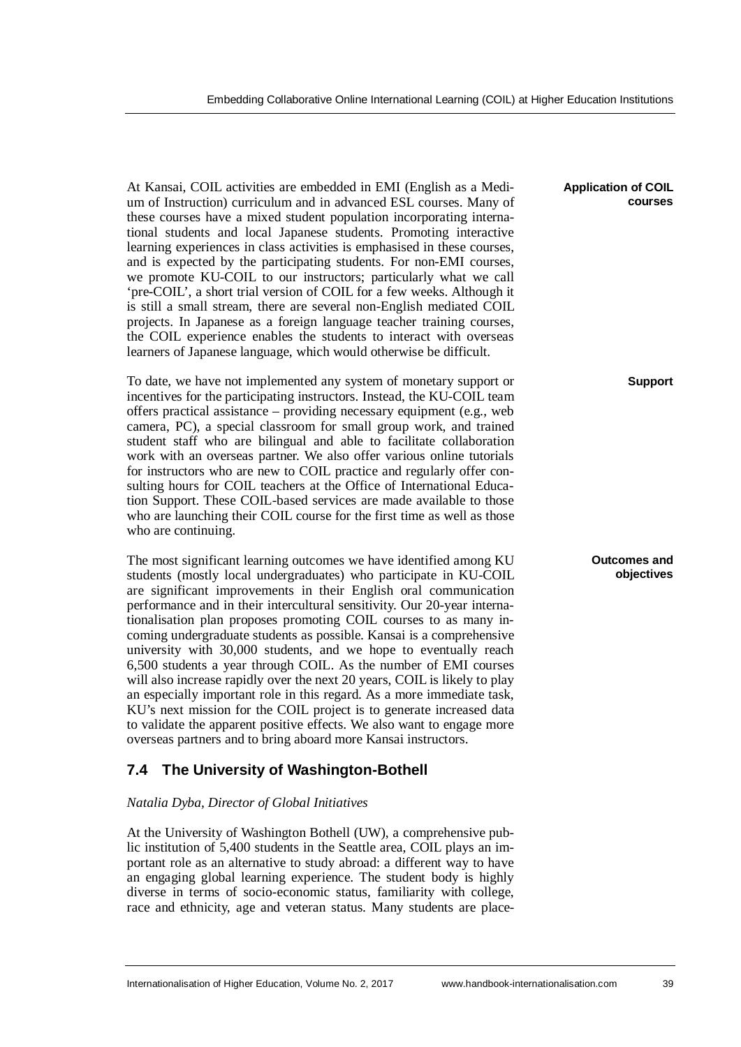**Application of COIL courses**

At Kansai, COIL activities are embedded in EMI (English as a Medium of Instruction) curriculum and in advanced ESL courses. Many of these courses have a mixed student population incorporating international students and local Japanese students. Promoting interactive learning experiences in class activities is emphasised in these courses, and is expected by the participating students. For non-EMI courses, we promote KU-COIL to our instructors; particularly what we call 'pre-COIL', a short trial version of COIL for a few weeks. Although it is still a small stream, there are several non-English mediated COIL projects. In Japanese as a foreign language teacher training courses, the COIL experience enables the students to interact with overseas learners of Japanese language, which would otherwise be difficult.

**Support**

To date, we have not implemented any system of monetary support or incentives for the participating instructors. Instead, the KU-COIL team offers practical assistance – providing necessary equipment (e.g., web camera, PC), a special classroom for small group work, and trained student staff who are bilingual and able to facilitate collaboration work with an overseas partner. We also offer various online tutorials for instructors who are new to COIL practice and regularly offer consulting hours for COIL teachers at the Office of International Education Support. These COIL-based services are made available to those who are launching their COIL course for the first time as well as those who are continuing.

**Outcomes and objectives**

The most significant learning outcomes we have identified among KU students (mostly local undergraduates) who participate in KU-COIL are significant improvements in their English oral communication performance and in their intercultural sensitivity. Our 20-year internationalisation plan proposes promoting COIL courses to as many incoming undergraduate students as possible. Kansai is a comprehensive university with 30,000 students, and we hope to eventually reach 6,500 students a year through COIL. As the number of EMI courses will also increase rapidly over the next 20 years, COIL is likely to play an especially important role in this regard. As a more immediate task, KU's next mission for the COIL project is to generate increased data to validate the apparent positive effects. We also want to engage more overseas partners and to bring aboard more Kansai instructors.

## 7.4 The University of Washington-Bothell

*Natalia Dyba, Director of Global Initiatives*

At the University of Washington Bothell (UW), a comprehensive public institution of 5,400 students in the Seattle area, COIL plays an important role as an alternative to study abroad: a different way to have an engaging global learning experience. The student body is highly diverse in terms of socio-economic status, familiarity with college, race and ethnicity, age and veteran status. Many students are place-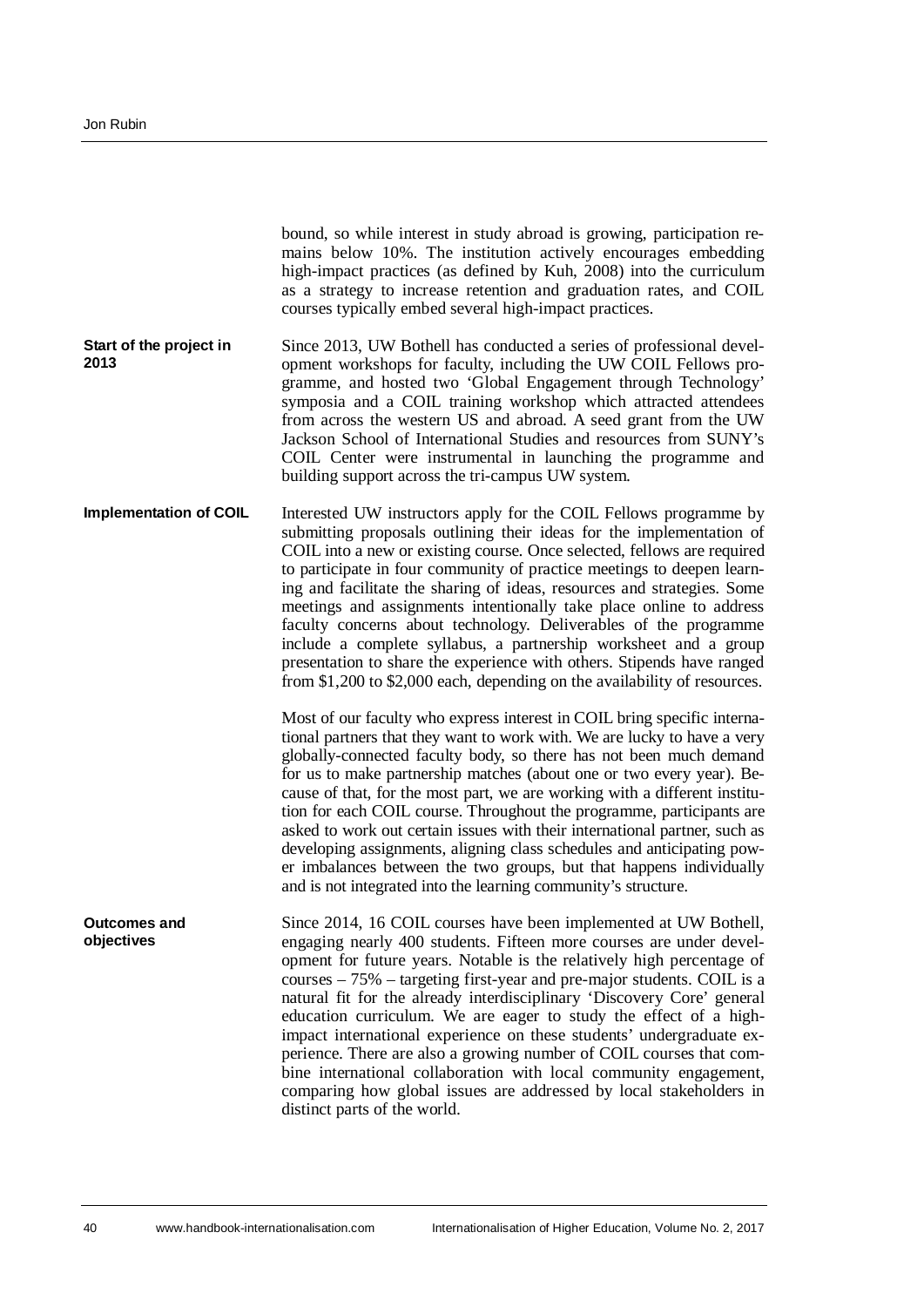bound, so while interest in study abroad is growing, participation remains below 10%. The institution actively encourages embedding high-impact practices (as defined by Kuh, 2008) into the curriculum as a strategy to increase retention and graduation rates, and COIL courses typically embed several high-impact practices.

**Start of the project in 2013**

Since 2013, UW Bothell has conducted a series of professional development workshops for faculty, including the UW COIL Fellows programme, and hosted two 'Global Engagement through Technology' symposia and a COIL training workshop which attracted attendees from across the western US and abroad. A seed grant from the UW Jackson School of International Studies and resources from SUNY's COIL Center were instrumental in launching the programme and building support across the tri-campus UW system.

**Implementation of COIL**

Interested UW instructors apply for the COIL Fellows programme by submitting proposals outlining their ideas for the implementation of COIL into a new or existing course. Once selected, fellows are required to participate in four community of practice meetings to deepen learning and facilitate the sharing of ideas, resources and strategies. Some meetings and assignments intentionally take place online to address faculty concerns about technology. Deliverables of the programme include a complete syllabus, a partnership worksheet and a group presentation to share the experience with others. Stipends have ranged from $1,200 to $2,000 each, depending on the availability of resources.

Most of our faculty who express interest in COIL bring specific international partners that they want to work with. We are lucky to have a very globally-connected faculty body, so there has not been much demand for us to make partnership matches (about one or two every year). Because of that, for the most part, we are working with a different institution for each COIL course. Throughout the programme, participants are asked to work out certain issues with their international partner, such as developing assignments, aligning class schedules and anticipating power imbalances between the two groups, but that happens individually and is not integrated into the learning community's structure.

**Outcomes and objectives**

Since 2014, 16 COIL courses have been implemented at UW Bothell, engaging nearly 400 students. Fifteen more courses are under development for future years. Notable is the relatively high percentage of courses – 75% – targeting first-year and pre-major students. COIL is a natural fit for the already interdisciplinary 'Discovery Core' general education curriculum. We are eager to study the effect of a high-impact international experience on these students' undergraduate experience. There are also a growing number of COIL courses that combine international collaboration with local community engagement, comparing how global issues are addressed by local stakeholders in distinct parts of the world.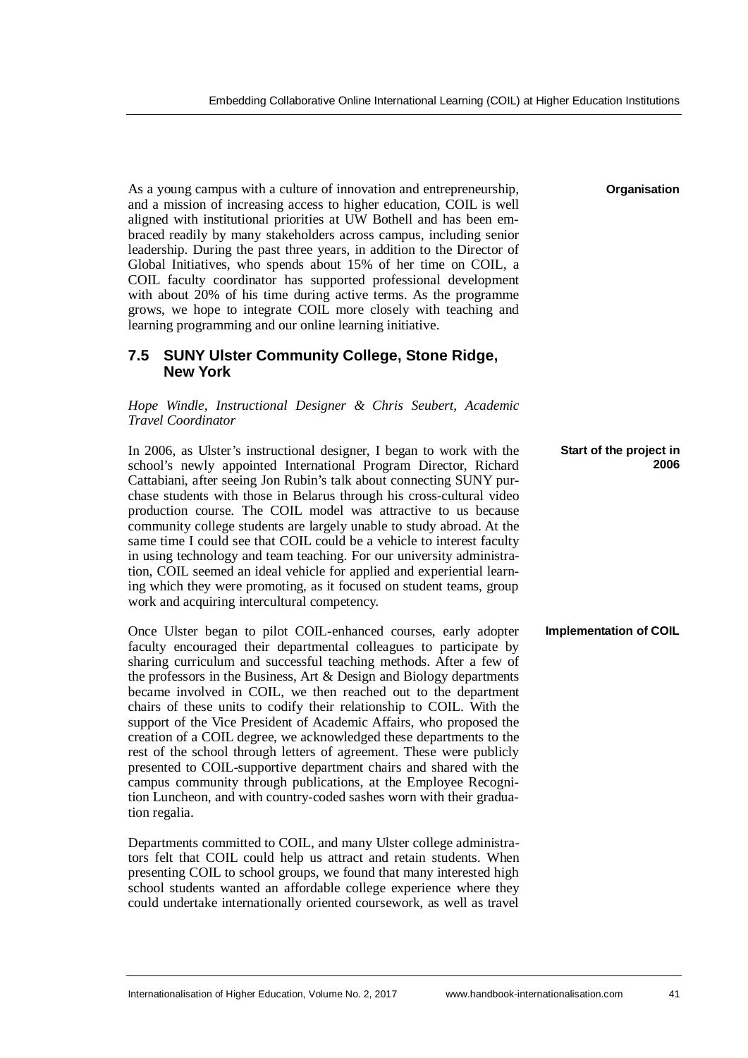**Organisation**

As a young campus with a culture of innovation and entrepreneurship, and a mission of increasing access to higher education, COIL is well aligned with institutional priorities at UW Bothell and has been embraced readily by many stakeholders across campus, including senior leadership. During the past three years, in addition to the Director of Global Initiatives, who spends about 15% of her time on COIL, a COIL faculty coordinator has supported professional development with about 20% of his time during active terms. As the programme grows, we hope to integrate COIL more closely with teaching and learning programming and our online learning initiative.

## 7.5 SUNY Ulster Community College, Stone Ridge, New York

*Hope Windle, Instructional Designer & Chris Seubert, Academic Travel Coordinator*

**Start of the project in 2006**

In 2006, as Ulster's instructional designer, I began to work with the school's newly appointed International Program Director, Richard Cattabiani, after seeing Jon Rubin's talk about connecting SUNY purchase students with those in Belarus through his cross-cultural video production course. The COIL model was attractive to us because community college students are largely unable to study abroad. At the same time I could see that COIL could be a vehicle to interest faculty in using technology and team teaching. For our university administration, COIL seemed an ideal vehicle for applied and experiential learning which they were promoting, as it focused on student teams, group work and acquiring intercultural competency.

**Implementation of COIL**

Once Ulster began to pilot COIL-enhanced courses, early adopter faculty encouraged their departmental colleagues to participate by sharing curriculum and successful teaching methods. After a few of the professors in the Business, Art & Design and Biology departments became involved in COIL, we then reached out to the department chairs of these units to codify their relationship to COIL. With the support of the Vice President of Academic Affairs, who proposed the creation of a COIL degree, we acknowledged these departments to the rest of the school through letters of agreement. These were publicly presented to COIL-supportive department chairs and shared with the campus community through publications, at the Employee Recognition Luncheon, and with country-coded sashes worn with their graduation regalia.

Departments committed to COIL, and many Ulster college administrators felt that COIL could help us attract and retain students. When presenting COIL to school groups, we found that many interested high school students wanted an affordable college experience where they could undertake internationally oriented coursework, as well as travel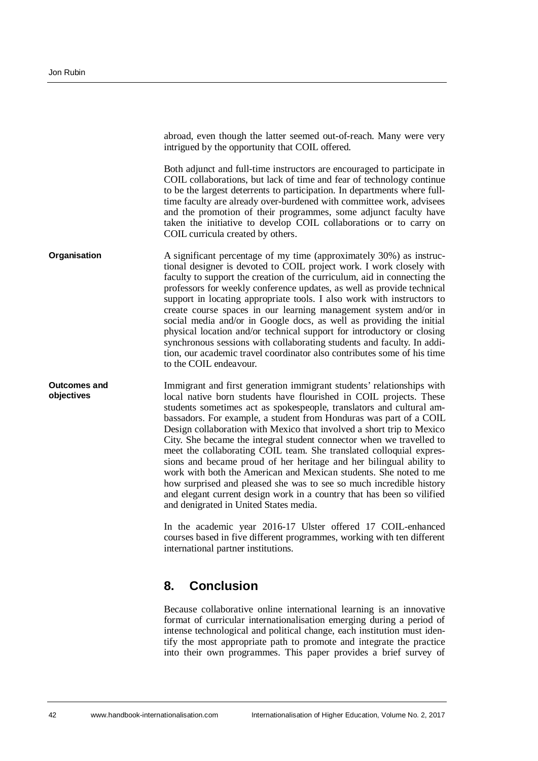abroad, even though the latter seemed out-of-reach. Many were very intrigued by the opportunity that COIL offered.

Both adjunct and full-time instructors are encouraged to participate in COIL collaborations, but lack of time and fear of technology continue to be the largest deterrents to participation. In departments where full-time faculty are already over-burdened with committee work, advisees and the promotion of their programmes, some adjunct faculty have taken the initiative to develop COIL collaborations or to carry on COIL curricula created by others.

**Organisation**

A significant percentage of my time (approximately 30%) as instructional designer is devoted to COIL project work. I work closely with faculty to support the creation of the curriculum, aid in connecting the professors for weekly conference updates, as well as provide technical support in locating appropriate tools. I also work with instructors to create course spaces in our learning management system and/or in social media and/or in Google docs, as well as providing the initial physical location and/or technical support for introductory or closing synchronous sessions with collaborating students and faculty. In addition, our academic travel coordinator also contributes some of his time to the COIL endeavour.

**Outcomes and objectives**

Immigrant and first generation immigrant students' relationships with local native born students have flourished in COIL projects. These students sometimes act as spokespeople, translators and cultural ambassadors. For example, a student from Honduras was part of a COIL Design collaboration with Mexico that involved a short trip to Mexico City. She became the integral student connector when we travelled to meet the collaborating COIL team. She translated colloquial expressions and became proud of her heritage and her bilingual ability to work with both the American and Mexican students. She noted to me how surprised and pleased she was to see so much incredible history and elegant current design work in a country that has been so vilified and denigrated in United States media.

In the academic year 2016-17 Ulster offered 17 COIL-enhanced courses based in five different programmes, working with ten different international partner institutions.

## 8. Conclusion

Because collaborative online international learning is an innovative format of curricular internationalisation emerging during a period of intense technological and political change, each institution must identify the most appropriate path to promote and integrate the practice into their own programmes. This paper provides a brief survey of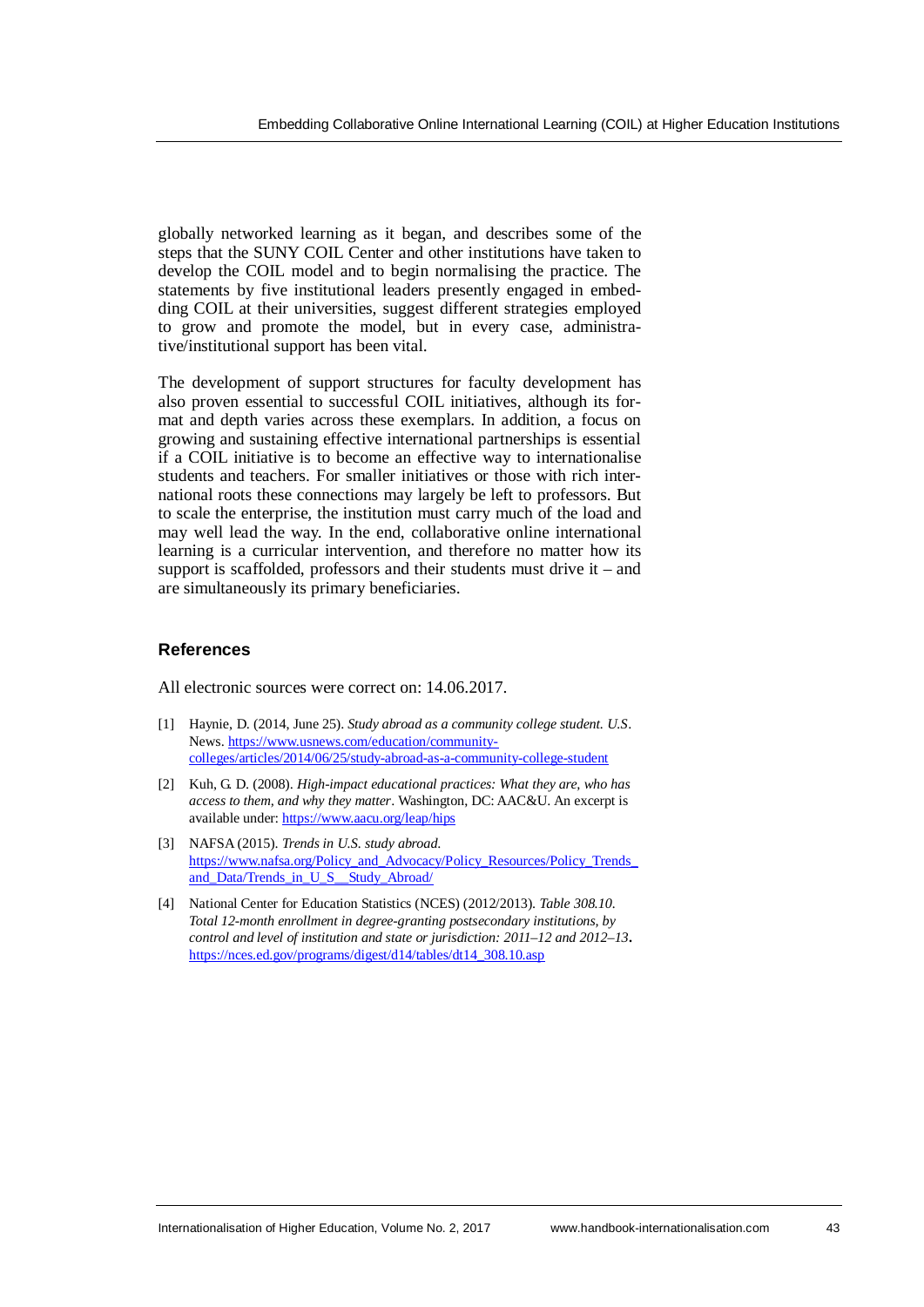globally networked learning as it began, and describes some of the steps that the SUNY COIL Center and other institutions have taken to develop the COIL model and to begin normalising the practice. The statements by five institutional leaders presently engaged in embedding COIL at their universities, suggest different strategies employed to grow and promote the model, but in every case, administrative/institutional support has been vital.

The development of support structures for faculty development has also proven essential to successful COIL initiatives, although its format and depth varies across these exemplars. In addition, a focus on growing and sustaining effective international partnerships is essential if a COIL initiative is to become an effective way to internationalise students and teachers. For smaller initiatives or those with rich international roots these connections may largely be left to professors. But to scale the enterprise, the institution must carry much of the load and may well lead the way. In the end, collaborative online international learning is a curricular intervention, and therefore no matter how its support is scaffolded, professors and their students must drive it – and are simultaneously its primary beneficiaries.

## References

All electronic sources were correct on: 14.06.2017.

[1] Haynie, D. (2014, June 25). *Study abroad as a community college student. U.S*. News. https://www.usnews.com/education/community-colleges/articles/2014/06/25/study-abroad-as-a-community-college-student

[2] Kuh, G. D. (2008). *High-impact educational practices: What they are, who has access to them, and why they matter*. Washington, DC: AAC&U. An excerpt is available under: https://www.aacu.org/leap/hips

[3] NAFSA (2015). *Trends in U.S. study abroad.* https://www.nafsa.org/Policy_and_Advocacy/Policy_Resources/Policy_Trends_and_Data/Trends_in_U_S__Study_Abroad/

[4] National Center for Education Statistics (NCES) (2012/2013). *Table 308.10. Total 12-month enrollment in degree-granting postsecondary institutions, by control and level of institution and state or jurisdiction: 2011–12 and 2012–13*. https://nces.ed.gov/programs/digest/d14/tables/dt14_308.10.asp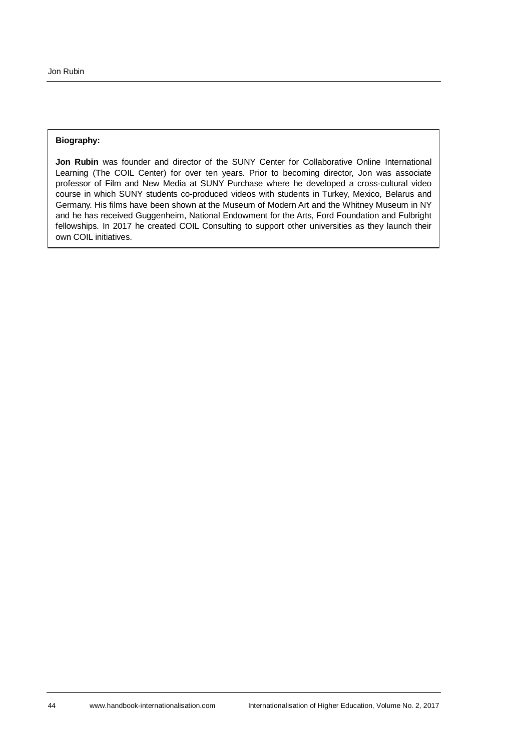**Biography:**

**Jon Rubin** was founder and director of the SUNY Center for Collaborative Online International Learning (The COIL Center) for over ten years. Prior to becoming director, Jon was associate professor of Film and New Media at SUNY Purchase where he developed a cross-cultural video course in which SUNY students co-produced videos with students in Turkey, Mexico, Belarus and Germany. His films have been shown at the Museum of Modern Art and the Whitney Museum in NY and he has received Guggenheim, National Endowment for the Arts, Ford Foundation and Fulbright fellowships. In 2017 he created COIL Consulting to support other universities as they launch their own COIL initiatives.